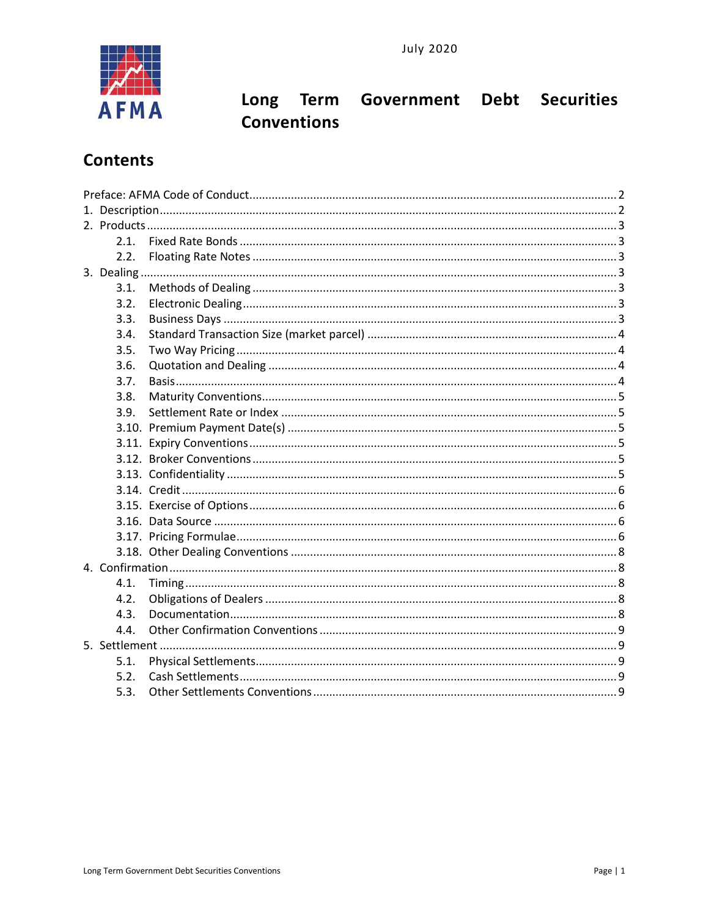July 2020

AFMA

# Long Term Government Debt Securities Conventions

## Contents

Preface: AFMA Code of Conduct ..... 2
1. Description ..... 2
2. Products ..... 3
   - 2.1. Fixed Rate Bonds ..... 3
   - 2.2. Floating Rate Notes ..... 3
3. Dealing ..... 3
   - 3.1. Methods of Dealing ..... 3
   - 3.2. Electronic Dealing ..... 3
   - 3.3. Business Days ..... 3
   - 3.4. Standard Transaction Size (market parcel) ..... 4
   - 3.5. Two Way Pricing ..... 4
   - 3.6. Quotation and Dealing ..... 4
   - 3.7. Basis ..... 4
   - 3.8. Maturity Conventions ..... 5
   - 3.9. Settlement Rate or Index ..... 5
   - 3.10. Premium Payment Date(s) ..... 5
   - 3.11. Expiry Conventions ..... 5
   - 3.12. Broker Conventions ..... 5
   - 3.13. Confidentiality ..... 5
   - 3.14. Credit ..... 6
   - 3.15. Exercise of Options ..... 6
   - 3.16. Data Source ..... 6
   - 3.17. Pricing Formulae ..... 6
   - 3.18. Other Dealing Conventions ..... 8
4. Confirmation ..... 8
   - 4.1. Timing ..... 8
   - 4.2. Obligations of Dealers ..... 8
   - 4.3. Documentation ..... 8
   - 4.4. Other Confirmation Conventions ..... 9
5. Settlement ..... 9
   - 5.1. Physical Settlements ..... 9
   - 5.2. Cash Settlements ..... 9
   - 5.3. Other Settlements Conventions ..... 9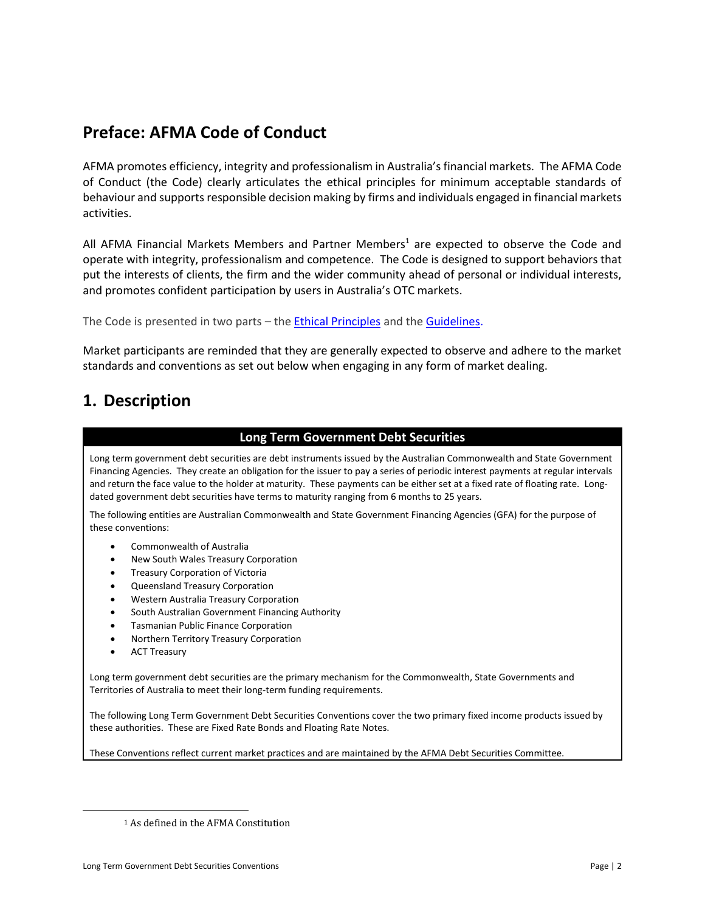## Preface: AFMA Code of Conduct

AFMA promotes efficiency, integrity and professionalism in Australia's financial markets. The AFMA Code of Conduct (the Code) clearly articulates the ethical principles for minimum acceptable standards of behaviour and supports responsible decision making by firms and individuals engaged in financial markets activities.

All AFMA Financial Markets Members and Partner Members[1] are expected to observe the Code and operate with integrity, professionalism and competence. The Code is designed to support behaviors that put the interests of clients, the firm and the wider community ahead of personal or individual interests, and promotes confident participation by users in Australia's OTC markets.

The Code is presented in two parts – the Ethical Principles and the Guidelines.

Market participants are reminded that they are generally expected to observe and adhere to the market standards and conventions as set out below when engaging in any form of market dealing.

## 1. Description

### Long Term Government Debt Securities

Long term government debt securities are debt instruments issued by the Australian Commonwealth and State Government Financing Agencies. They create an obligation for the issuer to pay a series of periodic interest payments at regular intervals and return the face value to the holder at maturity. These payments can be either set at a fixed rate of floating rate. Long-dated government debt securities have terms to maturity ranging from 6 months to 25 years.

The following entities are Australian Commonwealth and State Government Financing Agencies (GFA) for the purpose of these conventions:

- Commonwealth of Australia
- New South Wales Treasury Corporation
- Treasury Corporation of Victoria
- Queensland Treasury Corporation
- Western Australia Treasury Corporation
- South Australian Government Financing Authority
- Tasmanian Public Finance Corporation
- Northern Territory Treasury Corporation
- ACT Treasury

Long term government debt securities are the primary mechanism for the Commonwealth, State Governments and Territories of Australia to meet their long-term funding requirements.

The following Long Term Government Debt Securities Conventions cover the two primary fixed income products issued by these authorities. These are Fixed Rate Bonds and Floating Rate Notes.

These Conventions reflect current market practices and are maintained by the AFMA Debt Securities Committee.

[1] As defined in the AFMA Constitution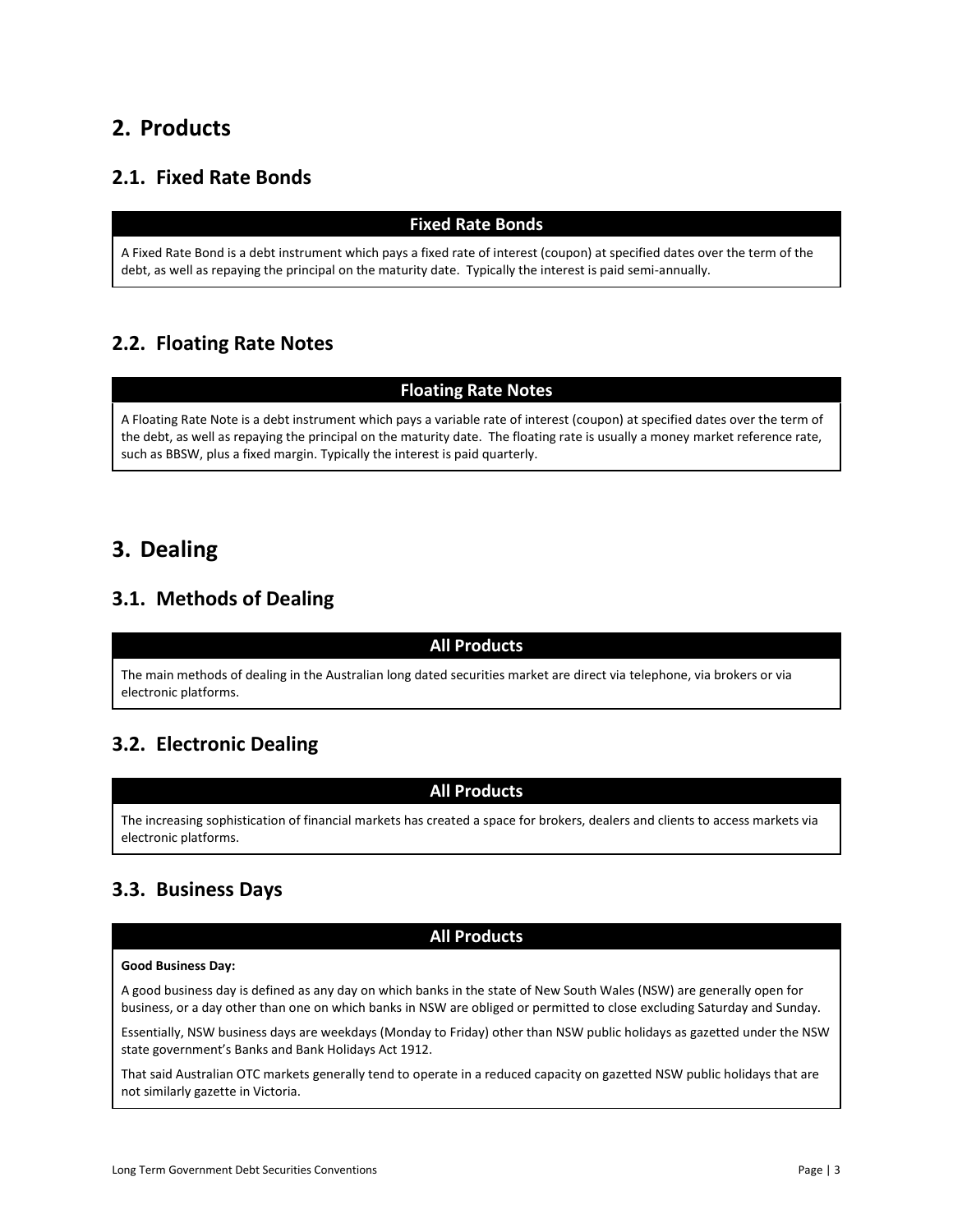# 2. Products

## 2.1. Fixed Rate Bonds

| Fixed Rate Bonds |
| --- |
| A Fixed Rate Bond is a debt instrument which pays a fixed rate of interest (coupon) at specified dates over the term of the debt, as well as repaying the principal on the maturity date. Typically the interest is paid semi-annually. |

## 2.2. Floating Rate Notes

| Floating Rate Notes |
| --- |
| A Floating Rate Note is a debt instrument which pays a variable rate of interest (coupon) at specified dates over the term of the debt, as well as repaying the principal on the maturity date. The floating rate is usually a money market reference rate, such as BBSW, plus a fixed margin. Typically the interest is paid quarterly. |

# 3. Dealing

## 3.1. Methods of Dealing

| All Products |
| --- |
| The main methods of dealing in the Australian long dated securities market are direct via telephone, via brokers or via electronic platforms. |

## 3.2. Electronic Dealing

| All Products |
| --- |
| The increasing sophistication of financial markets has created a space for brokers, dealers and clients to access markets via electronic platforms. |

## 3.3. Business Days

| All Products |
| --- |
| **Good Business Day:**<br><br>A good business day is defined as any day on which banks in the state of New South Wales (NSW) are generally open for business, or a day other than one on which banks in NSW are obliged or permitted to close excluding Saturday and Sunday.<br><br>Essentially, NSW business days are weekdays (Monday to Friday) other than NSW public holidays as gazetted under the NSW state government's Banks and Bank Holidays Act 1912.<br><br>That said Australian OTC markets generally tend to operate in a reduced capacity on gazetted NSW public holidays that are not similarly gazette in Victoria. |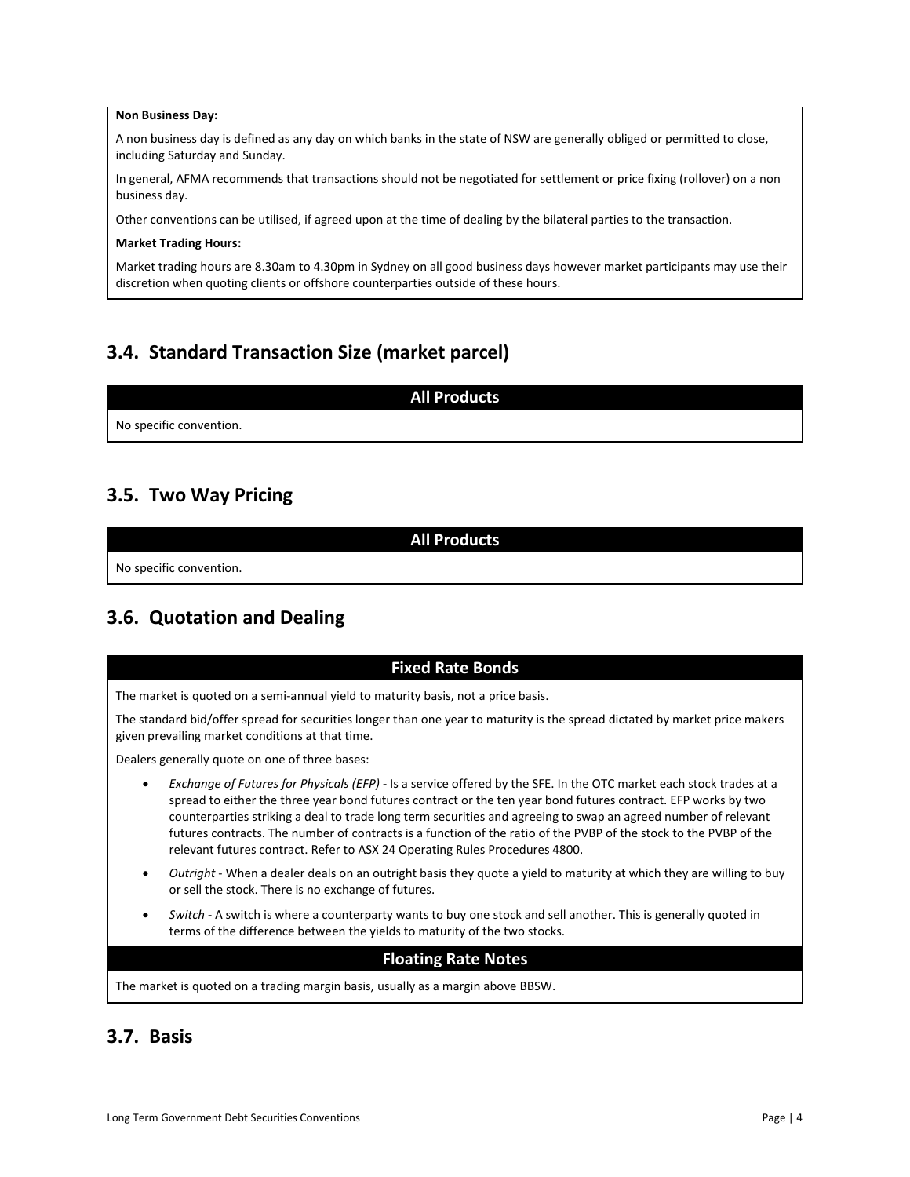**Non Business Day:**

A non business day is defined as any day on which banks in the state of NSW are generally obliged or permitted to close, including Saturday and Sunday.

In general, AFMA recommends that transactions should not be negotiated for settlement or price fixing (rollover) on a non business day.

Other conventions can be utilised, if agreed upon at the time of dealing by the bilateral parties to the transaction.

**Market Trading Hours:**

Market trading hours are 8.30am to 4.30pm in Sydney on all good business days however market participants may use their discretion when quoting clients or offshore counterparties outside of these hours.

## 3.4. Standard Transaction Size (market parcel)

| All Products |
| --- |
| No specific convention. |

## 3.5. Two Way Pricing

| All Products |
| --- |
| No specific convention. |

## 3.6. Quotation and Dealing

**Fixed Rate Bonds**

The market is quoted on a semi-annual yield to maturity basis, not a price basis.

The standard bid/offer spread for securities longer than one year to maturity is the spread dictated by market price makers given prevailing market conditions at that time.

Dealers generally quote on one of three bases:

- *Exchange of Futures for Physicals (EFP)* - Is a service offered by the SFE. In the OTC market each stock trades at a spread to either the three year bond futures contract or the ten year bond futures contract. EFP works by two counterparties striking a deal to trade long term securities and agreeing to swap an agreed number of relevant futures contracts. The number of contracts is a function of the ratio of the PVBP of the stock to the PVBP of the relevant futures contract. Refer to ASX 24 Operating Rules Procedures 4800.
- *Outright* - When a dealer deals on an outright basis they quote a yield to maturity at which they are willing to buy or sell the stock. There is no exchange of futures.
- *Switch* - A switch is where a counterparty wants to buy one stock and sell another. This is generally quoted in terms of the difference between the yields to maturity of the two stocks.

**Floating Rate Notes**

The market is quoted on a trading margin basis, usually as a margin above BBSW.

## 3.7. Basis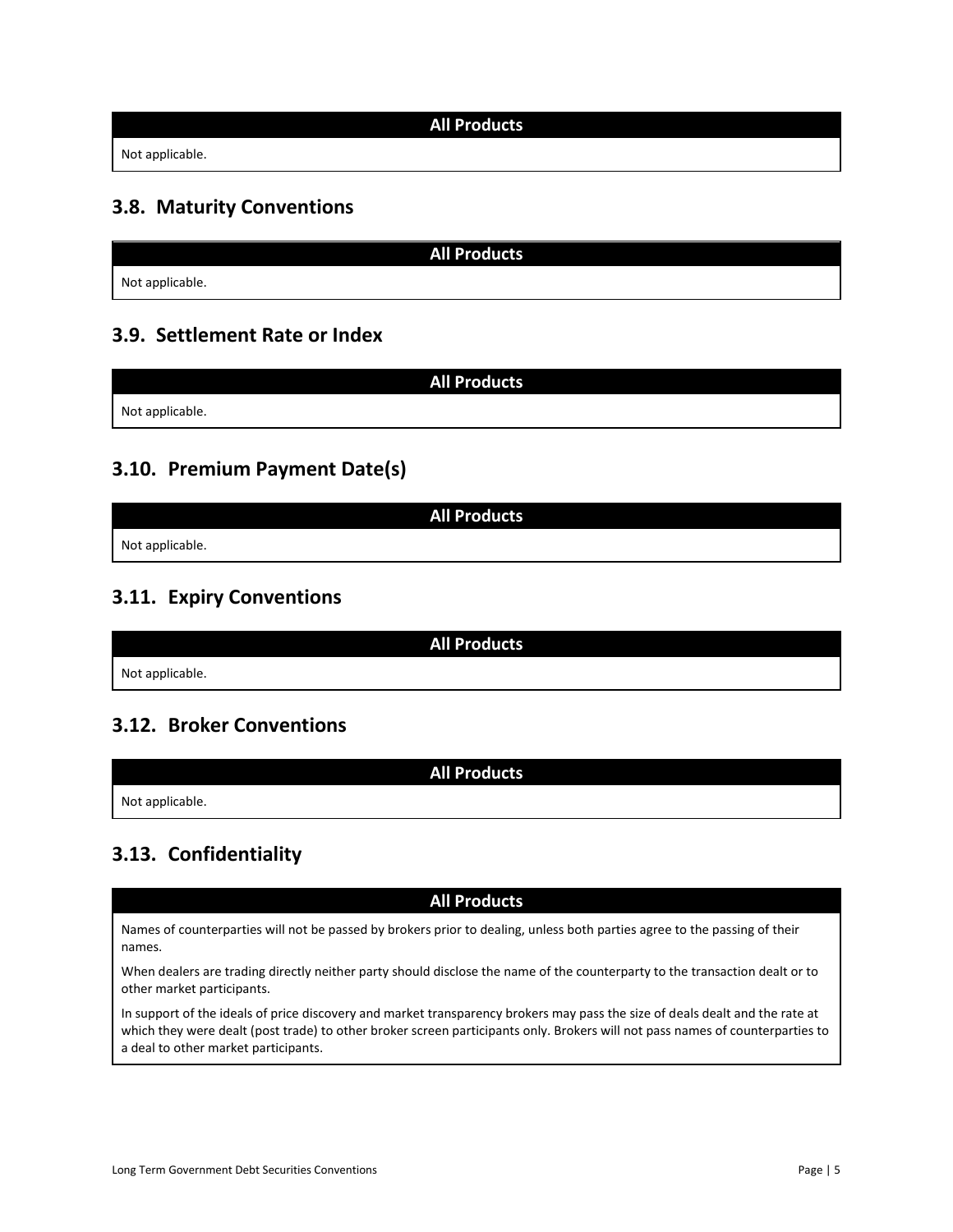| All Products |
| --- |
| Not applicable. |

## 3.8. Maturity Conventions

| All Products |
| --- |
| Not applicable. |

## 3.9. Settlement Rate or Index

| All Products |
| --- |
| Not applicable. |

## 3.10. Premium Payment Date(s)

| All Products |
| --- |
| Not applicable. |

## 3.11. Expiry Conventions

| All Products |
| --- |
| Not applicable. |

## 3.12. Broker Conventions

| All Products |
| --- |
| Not applicable. |

## 3.13. Confidentiality

| All Products |
| --- |
| Names of counterparties will not be passed by brokers prior to dealing, unless both parties agree to the passing of their names.<br><br>When dealers are trading directly neither party should disclose the name of the counterparty to the transaction dealt or to other market participants.<br><br>In support of the ideals of price discovery and market transparency brokers may pass the size of deals dealt and the rate at which they were dealt (post trade) to other broker screen participants only. Brokers will not pass names of counterparties to a deal to other market participants. |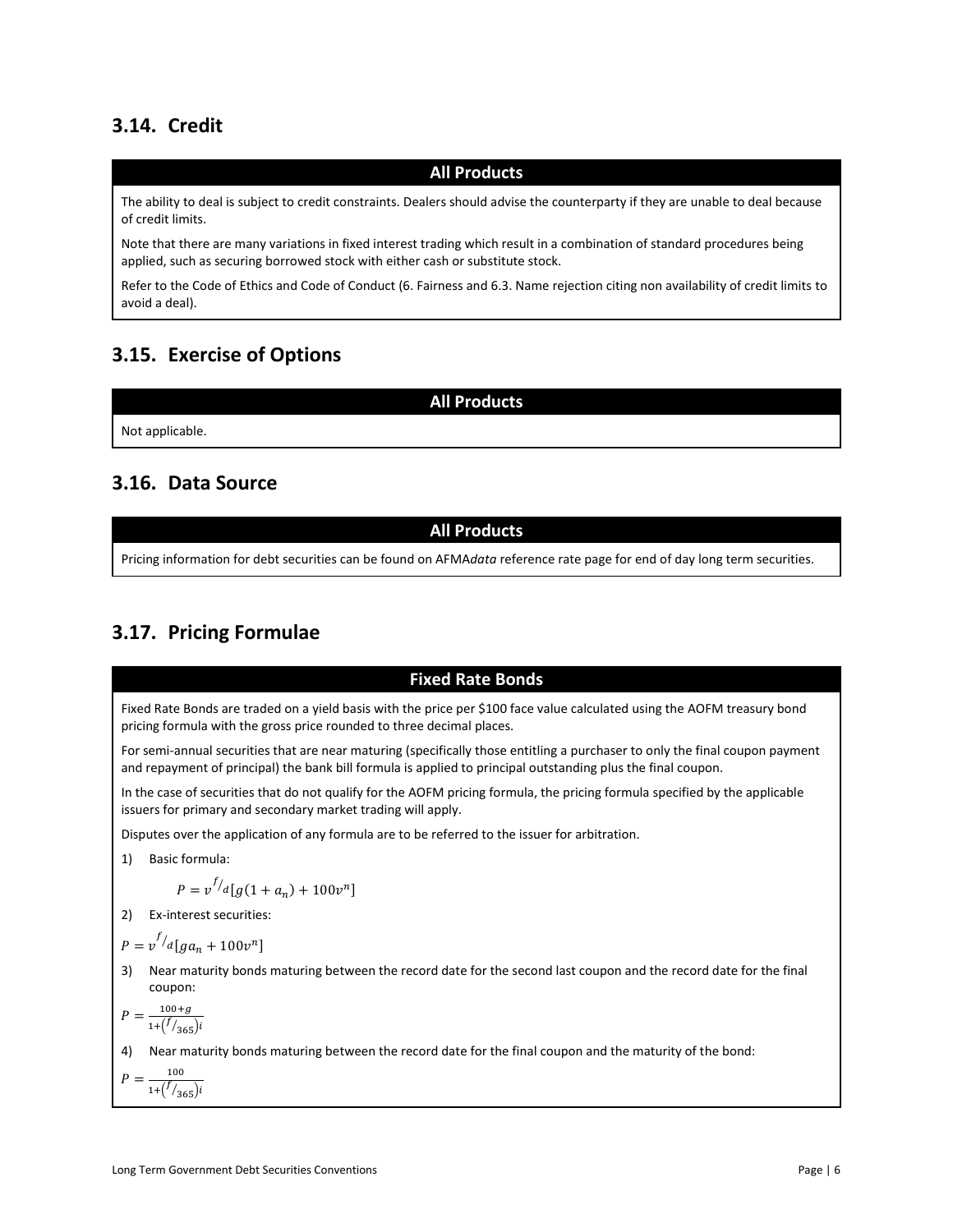## 3.14. Credit

**All Products**

The ability to deal is subject to credit constraints. Dealers should advise the counterparty if they are unable to deal because of credit limits.

Note that there are many variations in fixed interest trading which result in a combination of standard procedures being applied, such as securing borrowed stock with either cash or substitute stock.

Refer to the Code of Ethics and Code of Conduct (6. Fairness and 6.3. Name rejection citing non availability of credit limits to avoid a deal).

## 3.15. Exercise of Options

**All Products**

Not applicable.

## 3.16. Data Source

**All Products**

Pricing information for debt securities can be found on AFMA*data* reference rate page for end of day long term securities.

## 3.17. Pricing Formulae

**Fixed Rate Bonds**

Fixed Rate Bonds are traded on a yield basis with the price per $100 face value calculated using the AOFM treasury bond pricing formula with the gross price rounded to three decimal places.

For semi-annual securities that are near maturing (specifically those entitling a purchaser to only the final coupon payment and repayment of principal) the bank bill formula is applied to principal outstanding plus the final coupon.

In the case of securities that do not qualify for the AOFM pricing formula, the pricing formula specified by the applicable issuers for primary and secondary market trading will apply.

Disputes over the application of any formula are to be referred to the issuer for arbitration.

1) Basic formula:

$$P = v^{f/d}[g(1 + a_n) + 100v^n]$$

2) Ex-interest securities:

$$P = v^{f/d}[ga_n + 100v^n]$$

3) Near maturity bonds maturing between the record date for the second last coupon and the record date for the final coupon:

$$P = \frac{100 + g}{1 + (f/365)i}$$

4) Near maturity bonds maturing between the record date for the final coupon and the maturity of the bond:

$$P = \frac{100}{1 + (f/365)i}$$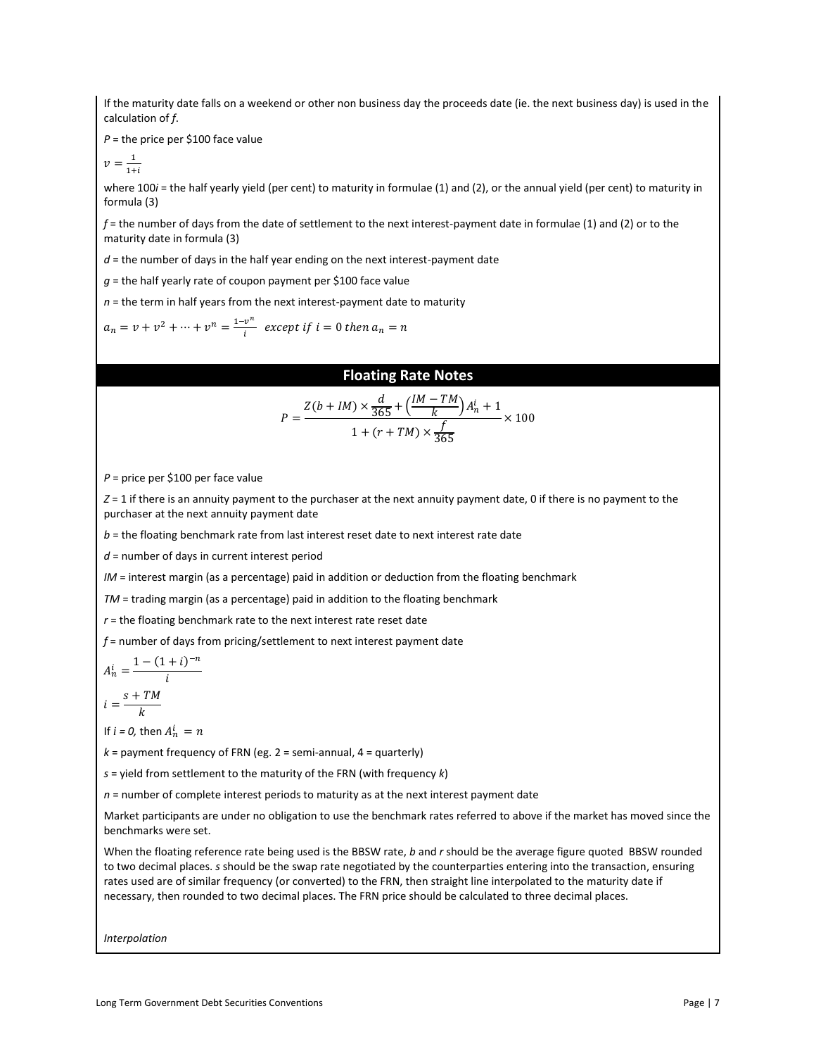If the maturity date falls on a weekend or other non business day the proceeds date (ie. the next business day) is used in the calculation of $f$.

$P$ = the price per \$100 face value

$v = \frac{1}{1+i}$

where $100i$ = the half yearly yield (per cent) to maturity in formulae (1) and (2), or the annual yield (per cent) to maturity in formula (3)

$f$ = the number of days from the date of settlement to the next interest-payment date in formulae (1) and (2) or to the maturity date in formula (3)

$d$ = the number of days in the half year ending on the next interest-payment date

$g$ = the half yearly rate of coupon payment per \$100 face value

$n$ = the term in half years from the next interest-payment date to maturity

$a_n = v + v^2 + \cdots + v^n = \frac{1-v^n}{i}$ *except if* $i = 0$ *then* $a_n = n$

## Floating Rate Notes

$$P = \frac{Z(b + IM) \times \frac{d}{365} + \left(\frac{IM - TM}{k}\right) A_n^i + 1}{1 + (r + TM) \times \frac{f}{365}} \times 100$$

$P$ = price per \$100 per face value

$Z$ = 1 if there is an annuity payment to the purchaser at the next annuity payment date, 0 if there is no payment to the purchaser at the next annuity payment date

$b$ = the floating benchmark rate from last interest reset date to next interest rate date

$d$ = number of days in current interest period

$IM$ = interest margin (as a percentage) paid in addition or deduction from the floating benchmark

$TM$ = trading margin (as a percentage) paid in addition to the floating benchmark

$r$ = the floating benchmark rate to the next interest rate reset date

$f$ = number of days from pricing/settlement to next interest payment date

$$A_n^i = \frac{1 - (1 + i)^{-n}}{i}$$

$$i = \frac{s + TM}{k}$$

If $i = 0$, then $A_n^i = n$

$k$ = payment frequency of FRN (eg. 2 = semi-annual, 4 = quarterly)

$s$ = yield from settlement to the maturity of the FRN (with frequency $k$)

$n$ = number of complete interest periods to maturity as at the next interest payment date

Market participants are under no obligation to use the benchmark rates referred to above if the market has moved since the benchmarks were set.

When the floating reference rate being used is the BBSW rate, $b$ and $r$ should be the average figure quoted BBSW rounded to two decimal places. $s$ should be the swap rate negotiated by the counterparties entering into the transaction, ensuring rates used are of similar frequency (or converted) to the FRN, then straight line interpolated to the maturity date if necessary, then rounded to two decimal places. The FRN price should be calculated to three decimal places.

*Interpolation*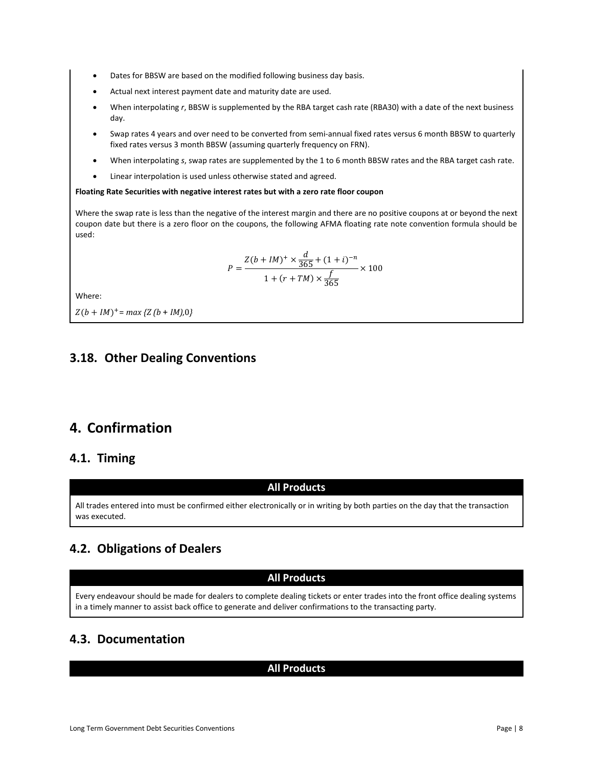- Dates for BBSW are based on the modified following business day basis.
- Actual next interest payment date and maturity date are used.
- When interpolating *r*, BBSW is supplemented by the RBA target cash rate (RBA30) with a date of the next business day.
- Swap rates 4 years and over need to be converted from semi-annual fixed rates versus 6 month BBSW to quarterly fixed rates versus 3 month BBSW (assuming quarterly frequency on FRN).
- When interpolating *s*, swap rates are supplemented by the 1 to 6 month BBSW rates and the RBA target cash rate.
- Linear interpolation is used unless otherwise stated and agreed.

**Floating Rate Securities with negative interest rates but with a zero rate floor coupon**

Where the swap rate is less than the negative of the interest margin and there are no positive coupons at or beyond the next coupon date but there is a zero floor on the coupons, the following AFMA floating rate note convention formula should be used:

$$P = \frac{Z(b + IM)^{+} \times \frac{d}{365} + (1 + i)^{-n}}{1 + (r + TM) \times \frac{f}{365}} \times 100$$

Where:

$Z(b + IM)^{+} = max\{Z(b + IM), 0\}$

## 3.18. Other Dealing Conventions

# 4. Confirmation

## 4.1. Timing

**All Products**

All trades entered into must be confirmed either electronically or in writing by both parties on the day that the transaction was executed.

## 4.2. Obligations of Dealers

**All Products**

Every endeavour should be made for dealers to complete dealing tickets or enter trades into the front office dealing systems in a timely manner to assist back office to generate and deliver confirmations to the transacting party.

## 4.3. Documentation

**All Products**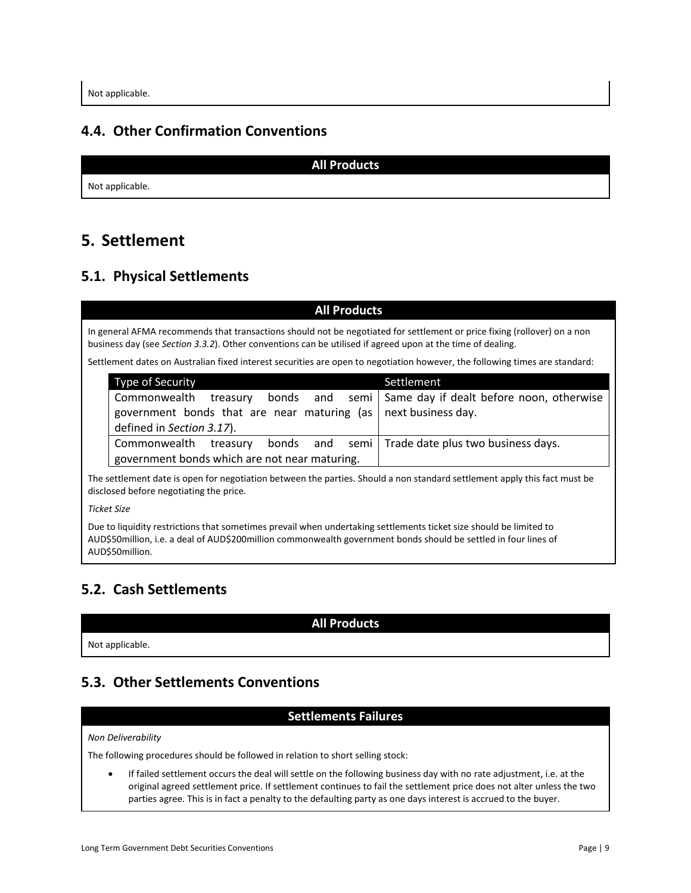Not applicable.

## 4.4. Other Confirmation Conventions

**All Products**

Not applicable.

# 5. Settlement

## 5.1. Physical Settlements

**All Products**

In general AFMA recommends that transactions should not be negotiated for settlement or price fixing (rollover) on a non business day (see *Section 3.3.2*). Other conventions can be utilised if agreed upon at the time of dealing.

Settlement dates on Australian fixed interest securities are open to negotiation however, the following times are standard:

| Type of Security | Settlement |
|---|---|
| Commonwealth treasury bonds and semi government bonds that are near maturing (as defined in *Section 3.17*). | Same day if dealt before noon, otherwise next business day. |
| Commonwealth treasury bonds and semi government bonds which are not near maturing. | Trade date plus two business days. |

The settlement date is open for negotiation between the parties. Should a non standard settlement apply this fact must be disclosed before negotiating the price.

*Ticket Size*

Due to liquidity restrictions that sometimes prevail when undertaking settlements ticket size should be limited to AUD$50million, i.e. a deal of AUD$200million commonwealth government bonds should be settled in four lines of AUD$50million.

## 5.2. Cash Settlements

**All Products**

Not applicable.

## 5.3. Other Settlements Conventions

**Settlements Failures**

*Non Deliverability*

The following procedures should be followed in relation to short selling stock:

- If failed settlement occurs the deal will settle on the following business day with no rate adjustment, i.e. at the original agreed settlement price. If settlement continues to fail the settlement price does not alter unless the two parties agree. This is in fact a penalty to the defaulting party as one days interest is accrued to the buyer.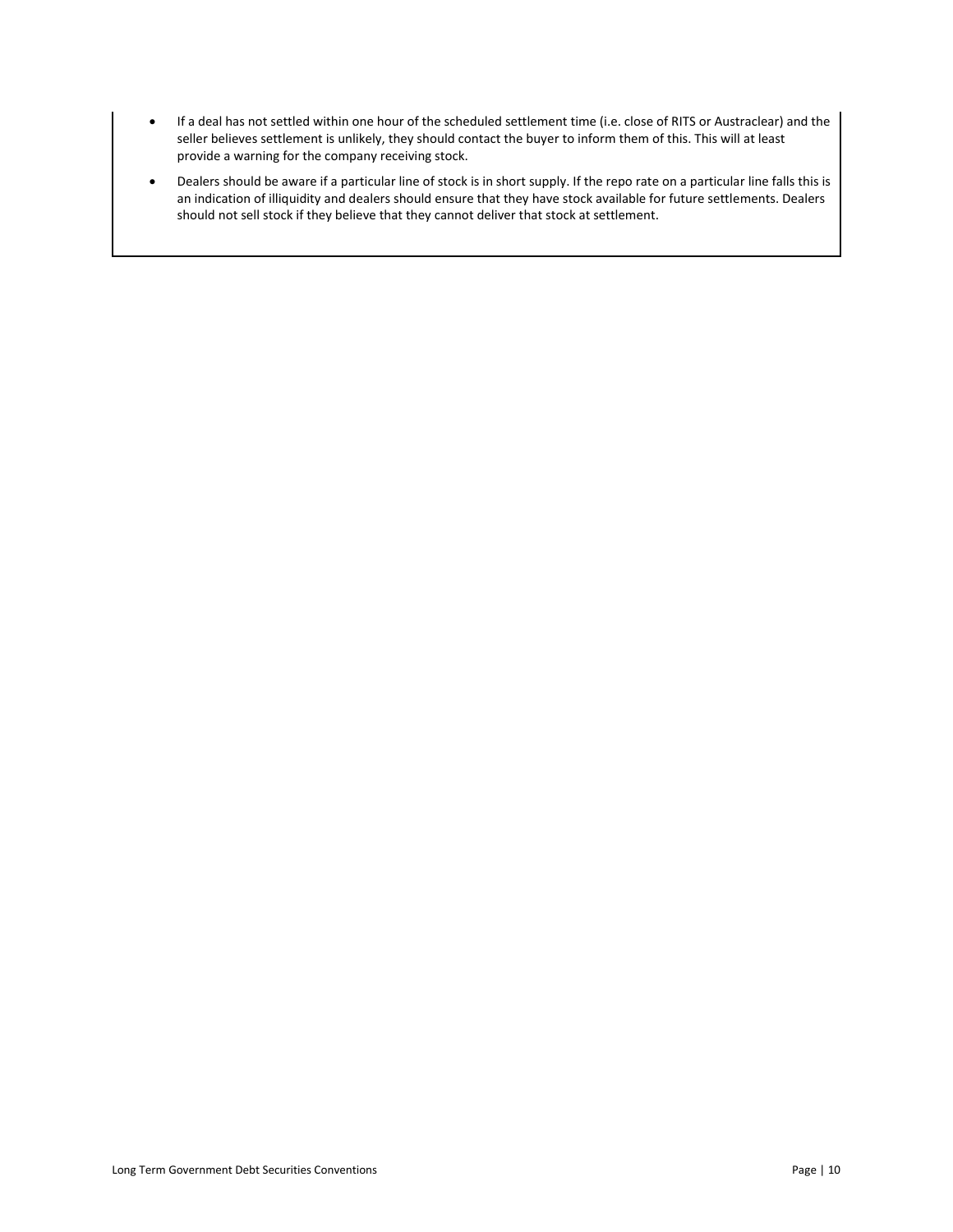- If a deal has not settled within one hour of the scheduled settlement time (i.e. close of RITS or Austraclear) and the seller believes settlement is unlikely, they should contact the buyer to inform them of this. This will at least provide a warning for the company receiving stock.
- Dealers should be aware if a particular line of stock is in short supply. If the repo rate on a particular line falls this is an indication of illiquidity and dealers should ensure that they have stock available for future settlements. Dealers should not sell stock if they believe that they cannot deliver that stock at settlement.